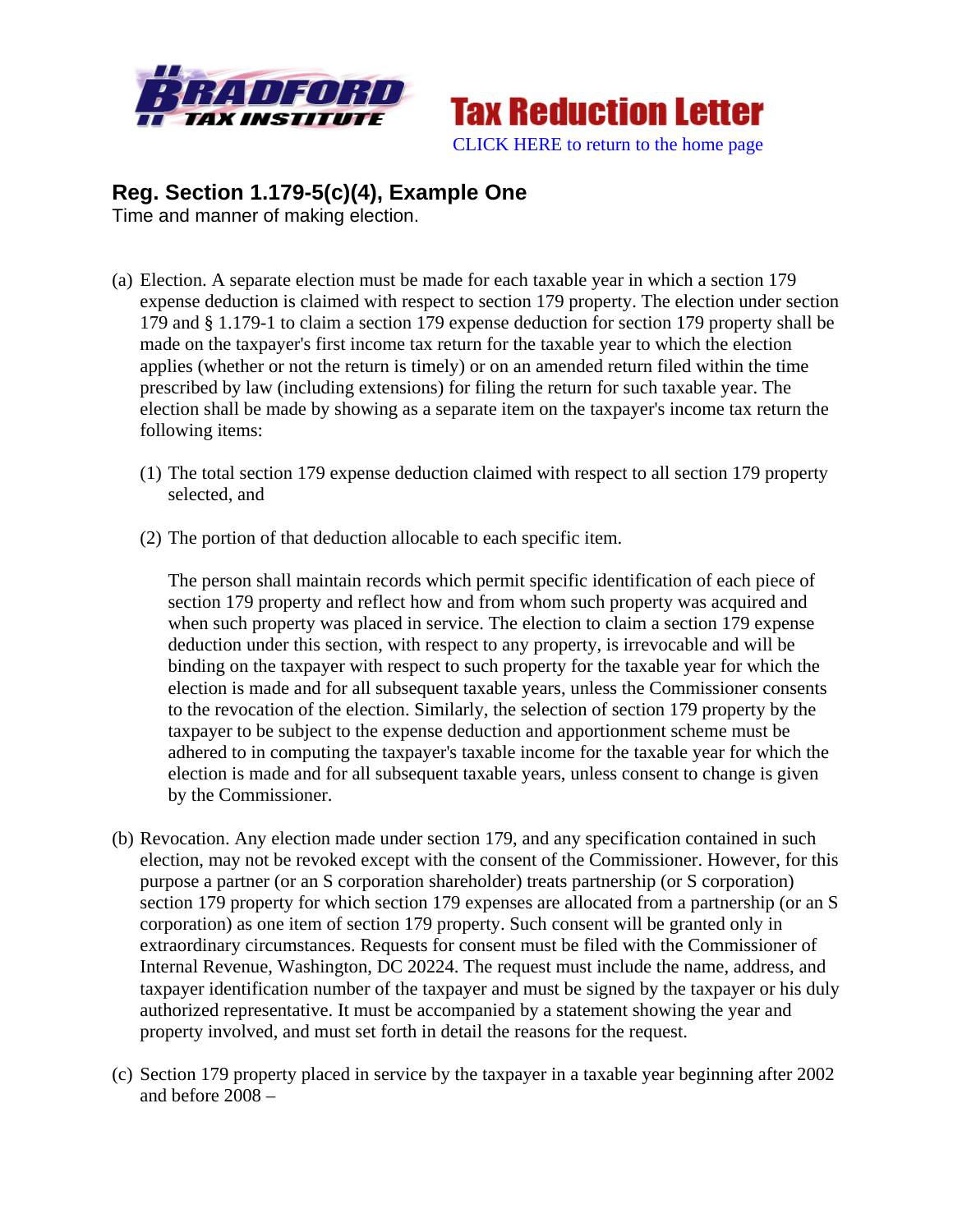# Bradford Tax Institute

## Tax Reduction Letter

CLICK HERE to return to the home page

### Reg. Section 1.179-5(c)(4), Example One

Time and manner of making election.

(a) Election. A separate election must be made for each taxable year in which a section 179 expense deduction is claimed with respect to section 179 property. The election under section 179 and § 1.179-1 to claim a section 179 expense deduction for section 179 property shall be made on the taxpayer's first income tax return for the taxable year to which the election applies (whether or not the return is timely) or on an amended return filed within the time prescribed by law (including extensions) for filing the return for such taxable year. The election shall be made by showing as a separate item on the taxpayer's income tax return the following items:

(1) The total section 179 expense deduction claimed with respect to all section 179 property selected, and

(2) The portion of that deduction allocable to each specific item.

The person shall maintain records which permit specific identification of each piece of section 179 property and reflect how and from whom such property was acquired and when such property was placed in service. The election to claim a section 179 expense deduction under this section, with respect to any property, is irrevocable and will be binding on the taxpayer with respect to such property for the taxable year for which the election is made and for all subsequent taxable years, unless the Commissioner consents to the revocation of the election. Similarly, the selection of section 179 property by the taxpayer to be subject to the expense deduction and apportionment scheme must be adhered to in computing the taxpayer's taxable income for the taxable year for which the election is made and for all subsequent taxable years, unless consent to change is given by the Commissioner.

(b) Revocation. Any election made under section 179, and any specification contained in such election, may not be revoked except with the consent of the Commissioner. However, for this purpose a partner (or an S corporation shareholder) treats partnership (or S corporation) section 179 property for which section 179 expenses are allocated from a partnership (or an S corporation) as one item of section 179 property. Such consent will be granted only in extraordinary circumstances. Requests for consent must be filed with the Commissioner of Internal Revenue, Washington, DC 20224. The request must include the name, address, and taxpayer identification number of the taxpayer and must be signed by the taxpayer or his duly authorized representative. It must be accompanied by a statement showing the year and property involved, and must set forth in detail the reasons for the request.

(c) Section 179 property placed in service by the taxpayer in a taxable year beginning after 2002 and before 2008 –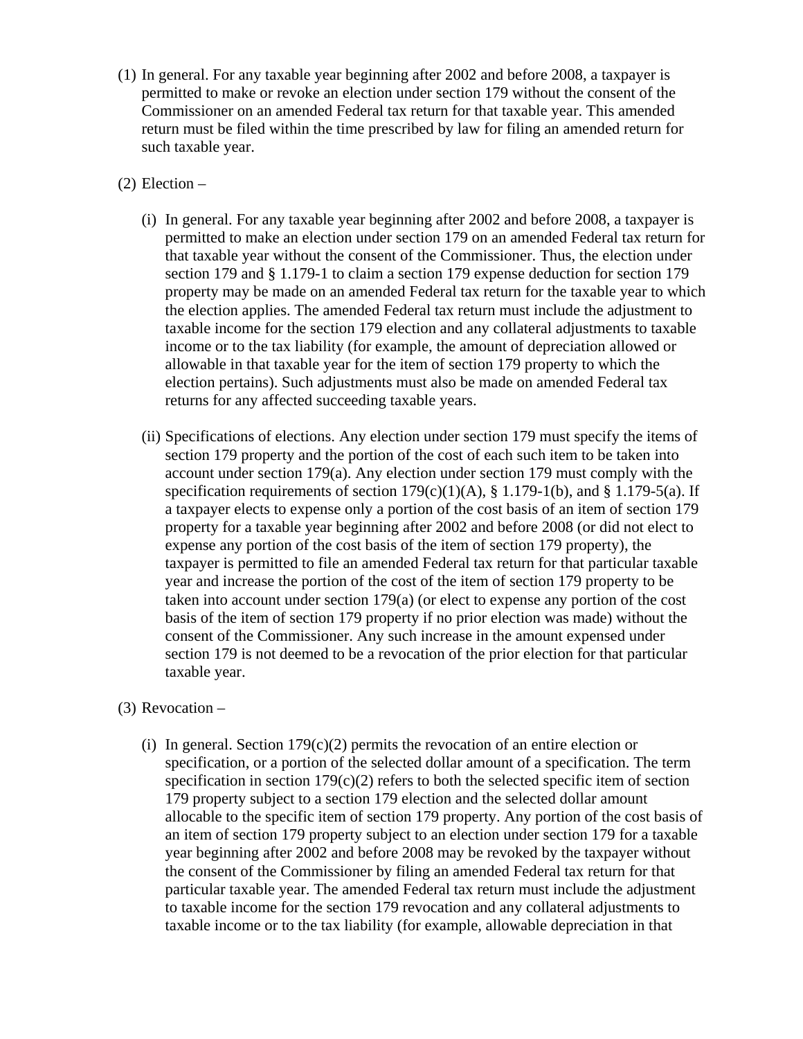(1) In general. For any taxable year beginning after 2002 and before 2008, a taxpayer is permitted to make or revoke an election under section 179 without the consent of the Commissioner on an amended Federal tax return for that taxable year. This amended return must be filed within the time prescribed by law for filing an amended return for such taxable year.

(2) Election –

(i) In general. For any taxable year beginning after 2002 and before 2008, a taxpayer is permitted to make an election under section 179 on an amended Federal tax return for that taxable year without the consent of the Commissioner. Thus, the election under section 179 and § 1.179-1 to claim a section 179 expense deduction for section 179 property may be made on an amended Federal tax return for the taxable year to which the election applies. The amended Federal tax return must include the adjustment to taxable income for the section 179 election and any collateral adjustments to taxable income or to the tax liability (for example, the amount of depreciation allowed or allowable in that taxable year for the item of section 179 property to which the election pertains). Such adjustments must also be made on amended Federal tax returns for any affected succeeding taxable years.

(ii) Specifications of elections. Any election under section 179 must specify the items of section 179 property and the portion of the cost of each such item to be taken into account under section 179(a). Any election under section 179 must comply with the specification requirements of section 179(c)(1)(A), § 1.179-1(b), and § 1.179-5(a). If a taxpayer elects to expense only a portion of the cost basis of an item of section 179 property for a taxable year beginning after 2002 and before 2008 (or did not elect to expense any portion of the cost basis of the item of section 179 property), the taxpayer is permitted to file an amended Federal tax return for that particular taxable year and increase the portion of the cost of the item of section 179 property to be taken into account under section 179(a) (or elect to expense any portion of the cost basis of the item of section 179 property if no prior election was made) without the consent of the Commissioner. Any such increase in the amount expensed under section 179 is not deemed to be a revocation of the prior election for that particular taxable year.

(3) Revocation –

(i) In general. Section 179(c)(2) permits the revocation of an entire election or specification, or a portion of the selected dollar amount of a specification. The term specification in section 179(c)(2) refers to both the selected specific item of section 179 property subject to a section 179 election and the selected dollar amount allocable to the specific item of section 179 property. Any portion of the cost basis of an item of section 179 property subject to an election under section 179 for a taxable year beginning after 2002 and before 2008 may be revoked by the taxpayer without the consent of the Commissioner by filing an amended Federal tax return for that particular taxable year. The amended Federal tax return must include the adjustment to taxable income for the section 179 revocation and any collateral adjustments to taxable income or to the tax liability (for example, allowable depreciation in that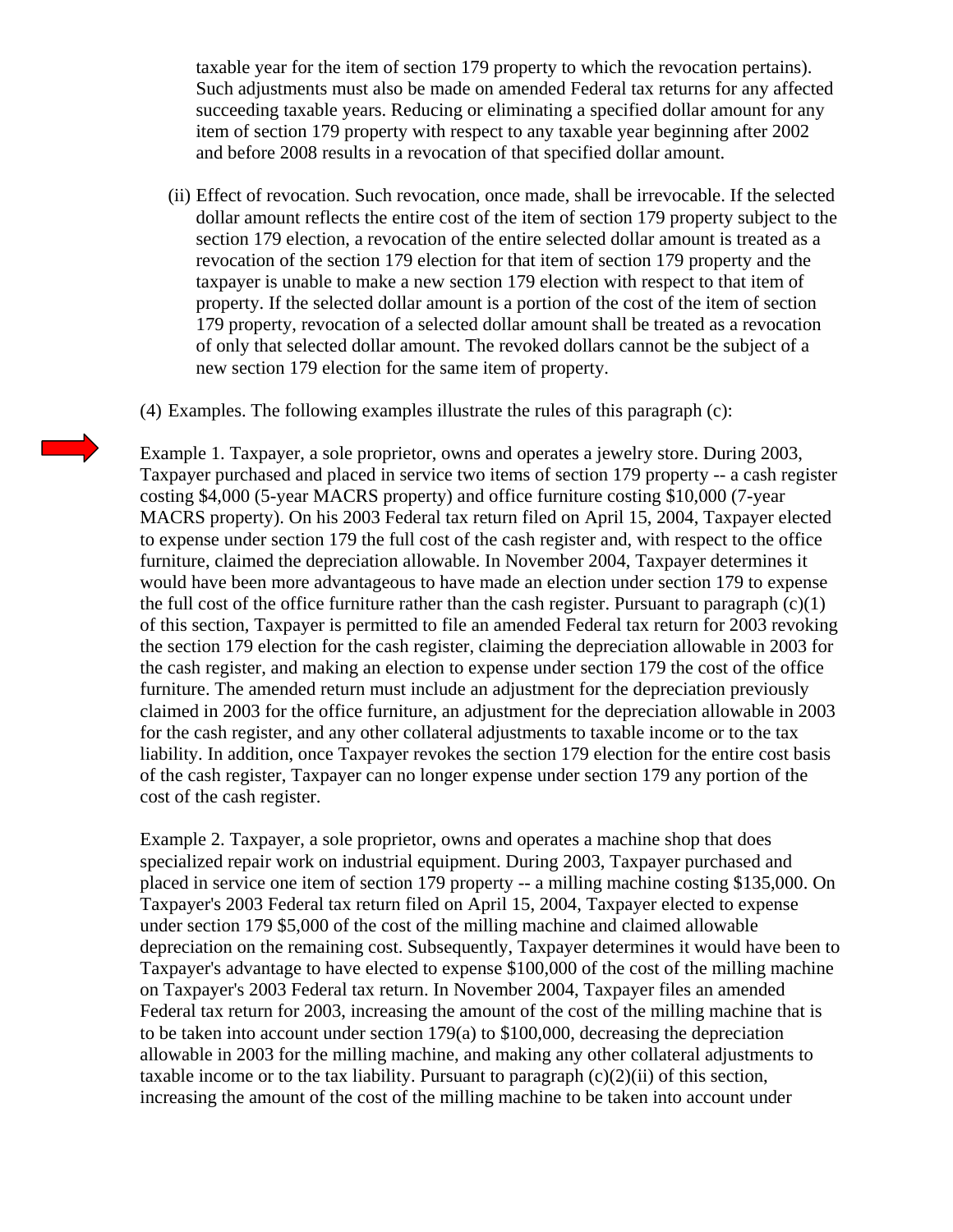taxable year for the item of section 179 property to which the revocation pertains). Such adjustments must also be made on amended Federal tax returns for any affected succeeding taxable years. Reducing or eliminating a specified dollar amount for any item of section 179 property with respect to any taxable year beginning after 2002 and before 2008 results in a revocation of that specified dollar amount.

(ii) Effect of revocation. Such revocation, once made, shall be irrevocable. If the selected dollar amount reflects the entire cost of the item of section 179 property subject to the section 179 election, a revocation of the entire selected dollar amount is treated as a revocation of the section 179 election for that item of section 179 property and the taxpayer is unable to make a new section 179 election with respect to that item of property. If the selected dollar amount is a portion of the cost of the item of section 179 property, revocation of a selected dollar amount shall be treated as a revocation of only that selected dollar amount. The revoked dollars cannot be the subject of a new section 179 election for the same item of property.

(4) Examples. The following examples illustrate the rules of this paragraph (c):

Example 1. Taxpayer, a sole proprietor, owns and operates a jewelry store. During 2003, Taxpayer purchased and placed in service two items of section 179 property -- a cash register costing $4,000 (5-year MACRS property) and office furniture costing $10,000 (7-year MACRS property). On his 2003 Federal tax return filed on April 15, 2004, Taxpayer elected to expense under section 179 the full cost of the cash register and, with respect to the office furniture, claimed the depreciation allowable. In November 2004, Taxpayer determines it would have been more advantageous to have made an election under section 179 to expense the full cost of the office furniture rather than the cash register. Pursuant to paragraph (c)(1) of this section, Taxpayer is permitted to file an amended Federal tax return for 2003 revoking the section 179 election for the cash register, claiming the depreciation allowable in 2003 for the cash register, and making an election to expense under section 179 the cost of the office furniture. The amended return must include an adjustment for the depreciation previously claimed in 2003 for the office furniture, an adjustment for the depreciation allowable in 2003 for the cash register, and any other collateral adjustments to taxable income or to the tax liability. In addition, once Taxpayer revokes the section 179 election for the entire cost basis of the cash register, Taxpayer can no longer expense under section 179 any portion of the cost of the cash register.

Example 2. Taxpayer, a sole proprietor, owns and operates a machine shop that does specialized repair work on industrial equipment. During 2003, Taxpayer purchased and placed in service one item of section 179 property -- a milling machine costing $135,000. On Taxpayer's 2003 Federal tax return filed on April 15, 2004, Taxpayer elected to expense under section 179 $5,000 of the cost of the milling machine and claimed allowable depreciation on the remaining cost. Subsequently, Taxpayer determines it would have been to Taxpayer's advantage to have elected to expense $100,000 of the cost of the milling machine on Taxpayer's 2003 Federal tax return. In November 2004, Taxpayer files an amended Federal tax return for 2003, increasing the amount of the cost of the milling machine that is to be taken into account under section 179(a) to $100,000, decreasing the depreciation allowable in 2003 for the milling machine, and making any other collateral adjustments to taxable income or to the tax liability. Pursuant to paragraph (c)(2)(ii) of this section, increasing the amount of the cost of the milling machine to be taken into account under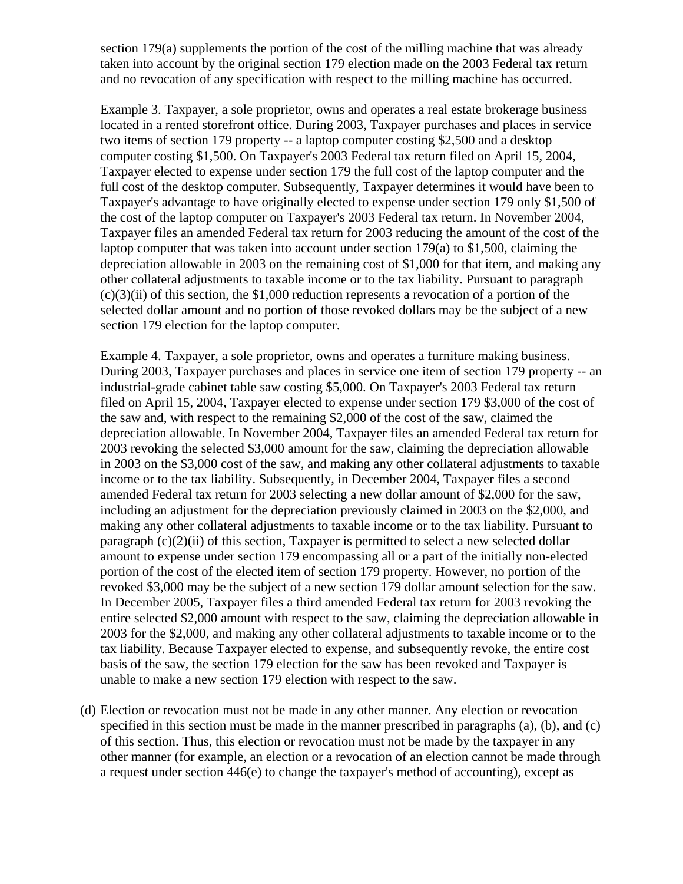section 179(a) supplements the portion of the cost of the milling machine that was already taken into account by the original section 179 election made on the 2003 Federal tax return and no revocation of any specification with respect to the milling machine has occurred.

Example 3. Taxpayer, a sole proprietor, owns and operates a real estate brokerage business located in a rented storefront office. During 2003, Taxpayer purchases and places in service two items of section 179 property -- a laptop computer costing $2,500 and a desktop computer costing $1,500. On Taxpayer's 2003 Federal tax return filed on April 15, 2004, Taxpayer elected to expense under section 179 the full cost of the laptop computer and the full cost of the desktop computer. Subsequently, Taxpayer determines it would have been to Taxpayer's advantage to have originally elected to expense under section 179 only $1,500 of the cost of the laptop computer on Taxpayer's 2003 Federal tax return. In November 2004, Taxpayer files an amended Federal tax return for 2003 reducing the amount of the cost of the laptop computer that was taken into account under section 179(a) to $1,500, claiming the depreciation allowable in 2003 on the remaining cost of $1,000 for that item, and making any other collateral adjustments to taxable income or to the tax liability. Pursuant to paragraph (c)(3)(ii) of this section, the $1,000 reduction represents a revocation of a portion of the selected dollar amount and no portion of those revoked dollars may be the subject of a new section 179 election for the laptop computer.

Example 4. Taxpayer, a sole proprietor, owns and operates a furniture making business. During 2003, Taxpayer purchases and places in service one item of section 179 property -- an industrial-grade cabinet table saw costing $5,000. On Taxpayer's 2003 Federal tax return filed on April 15, 2004, Taxpayer elected to expense under section 179 $3,000 of the cost of the saw and, with respect to the remaining $2,000 of the cost of the saw, claimed the depreciation allowable. In November 2004, Taxpayer files an amended Federal tax return for 2003 revoking the selected $3,000 amount for the saw, claiming the depreciation allowable in 2003 on the $3,000 cost of the saw, and making any other collateral adjustments to taxable income or to the tax liability. Subsequently, in December 2004, Taxpayer files a second amended Federal tax return for 2003 selecting a new dollar amount of $2,000 for the saw, including an adjustment for the depreciation previously claimed in 2003 on the $2,000, and making any other collateral adjustments to taxable income or to the tax liability. Pursuant to paragraph (c)(2)(ii) of this section, Taxpayer is permitted to select a new selected dollar amount to expense under section 179 encompassing all or a part of the initially non-elected portion of the cost of the elected item of section 179 property. However, no portion of the revoked $3,000 may be the subject of a new section 179 dollar amount selection for the saw. In December 2005, Taxpayer files a third amended Federal tax return for 2003 revoking the entire selected $2,000 amount with respect to the saw, claiming the depreciation allowable in 2003 for the $2,000, and making any other collateral adjustments to taxable income or to the tax liability. Because Taxpayer elected to expense, and subsequently revoke, the entire cost basis of the saw, the section 179 election for the saw has been revoked and Taxpayer is unable to make a new section 179 election with respect to the saw.

(d) Election or revocation must not be made in any other manner. Any election or revocation specified in this section must be made in the manner prescribed in paragraphs (a), (b), and (c) of this section. Thus, this election or revocation must not be made by the taxpayer in any other manner (for example, an election or a revocation of an election cannot be made through a request under section 446(e) to change the taxpayer's method of accounting), except as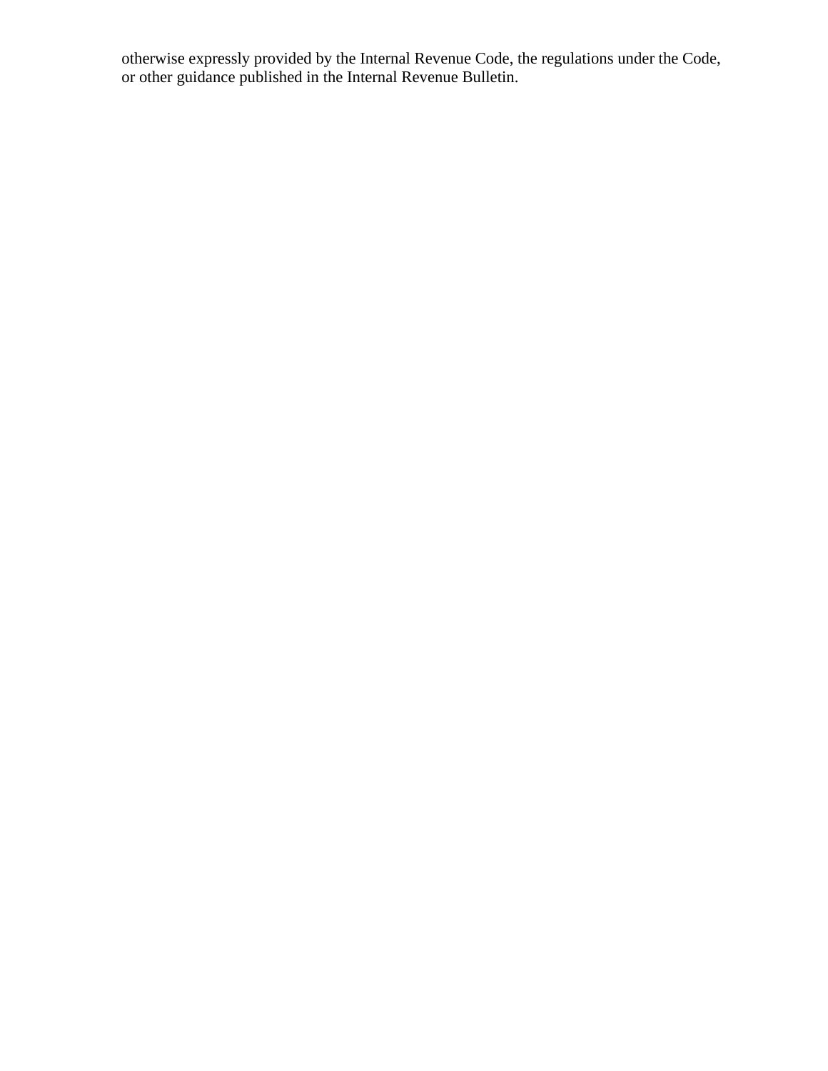otherwise expressly provided by the Internal Revenue Code, the regulations under the Code, or other guidance published in the Internal Revenue Bulletin.